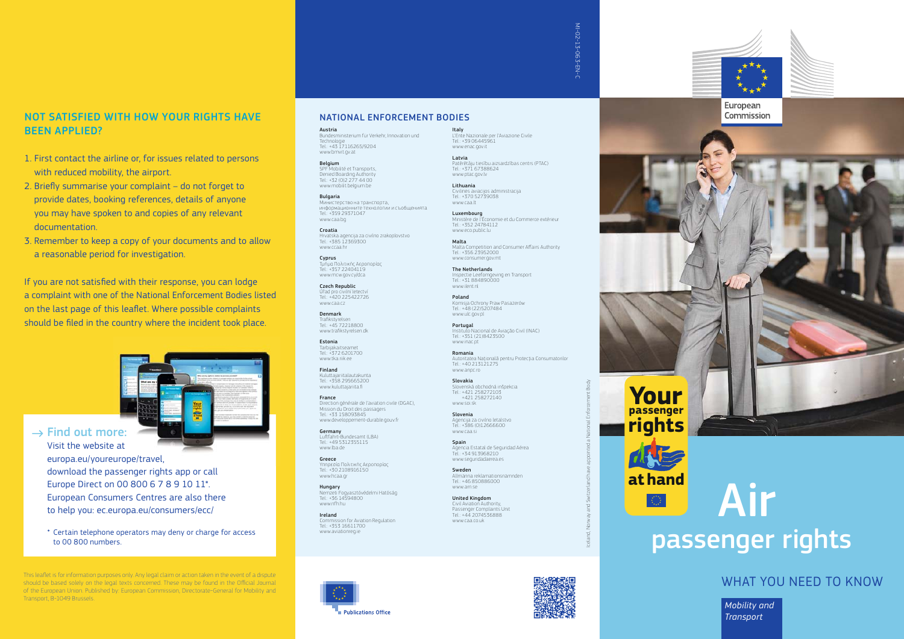## NOT SATISFIED WITH HOW YOUR RIGHTS HAVE BEEN APPLIED?

1. First contact the airline or, for issues related to persons with reduced mobility, the airport.
2. Briefly summarise your complaint – do not forget to provide dates, booking references, details of anyone you may have spoken to and copies of any relevant documentation.
3. Remember to keep a copy of your documents and to allow a reasonable period for investigation.

If you are not satisfied with their response, you can lodge a complaint with one of the National Enforcement Bodies listed on the last page of this leaflet. Where possible complaints should be filed in the country where the incident took place.

→ Find out more:
Visit the website at europa.eu/youreurope/travel, download the passenger rights app or call Europe Direct on 00 800 6 7 8 9 10 11*.
European Consumers Centres are also there to help you: ec.europa.eu/consumers/ecc/

* Certain telephone operators may deny or charge for access to 00 800 numbers.

This leaflet is for information purposes only. Any legal claim or action taken in the event of a dispute should be based solely on the legal texts concerned. These may be found in the Official Journal of the European Union. Published by: European Commission, Directorate-General for Mobility and Transport, B-1049 Brussels.

## NATIONAL ENFORCEMENT BODIES

**Austria**
Bundesministerium für Verkehr, Innovation und Technologie
Tel.: +43 17116265/9204
www.bmvit.gv.at

**Belgium**
SPF Mobilité et Transports, Denied Boarding Authority
Tel.: +32 (0)2 277 44 00
www.mobilit.belgium.be

**Bulgaria**
Министерство на транспорта, информационните технологии и съобщенията
Tel.: +359 29371047
www.caa.bg

**Croatia**
Hrvatska agencija za civilno zrakoplovstvo
Tel.: +385 12369300
www.ccaa.hr

**Cyprus**
Τμήμα Πολιτικής Αεροπορίας
Tel.: +357 22404119
www.mcw.gov.cy/dca

**Czech Republic**
Úřad pro civilní letectví
Tel.: +420 225422726
www.caa.cz

**Denmark**
Trafikstyrelsen
Tel.: +45 72218800
www.trafikstyrelsen.dk

**Estonia**
Tarbijakaitseamet
Tel.: +372 6201700
www.tka.riik.ee

**Finland**
Kuluttajariitalautakunta
Tel.: +358 295665200
www.kuluttajariita.fi

**France**
Direction générale de l'aviation civile (DGAC), Mission du Droit des passagers
Tel.: +33 158093845
www.developpement-durable.gouv.fr

**Germany**
Luftfahrt-Bundesamt (LBA)
Tel.: +49 5312355115
www.lba.de

**Greece**
Υπηρεσία Πολιτικής Αεροπορίας
Tel.: +30 2108916150
www.hcaa.gr

**Hungary**
Nemzeti Fogyasztóvédelmi Hatóság
Tel.: +36 14594800
www.nfh.hu

**Ireland**
Commission for Aviation Regulation
Tel.: +353 16611700
www.aviationreg.ie

**Italy**
L'Ente Nazionale per l'Aviazione Civile
Tel.: +39 06445961
www.enac.gov.it

**Latvia**
Patērētāju tiesību aizsardzības centrs (PTAC)
Tel.: +371 67388624
www.ptac.gov.lv

**Lithuania**
Civilinės aviacijos administracija
Tel.: +370 52739038
www.caa.lt

**Luxembourg**
Ministère de l'Économie et du Commerce extérieur
Tel.: +352 24784112
www.eco.public.lu

**Malta**
Malta Competition and Consumer Affairs Authority
Tel.: +356 23952000
www.consumer.gov.mt

**The Netherlands**
Inspectie Leefomgeving en Transport
Tel.: +31 884890000
www.ilent.nl

**Poland**
Komisja Ochrony Praw Pasażerów
Tel.: +48 (22)5207484
www.ulc.gov.pl

**Portugal**
Instituto Nacional de Aviação Civil (INAC)
Tel.: +351 (21)8423500
www.inac.pt

**Romania**
Autoritatea Națională pentru Protecția Consumatorilor
Tel.: +40 213121275
www.anpc.ro

**Slovakia**
Slovenská obchodná inšpekcia
Tel.: +421 258272103
+421 258272140
www.soi.sk

**Slovenia**
Agencija za civilno letalstvo
Tel.: +386 (0)12666600
www.caa.si

**Spain**
Agencia Estatal de Seguridad Aérea
Tel.: +34 913968210
www.seguridadaerea.es

**Sweden**
Allmänna reklamationsnämnden
Tel.: +46 850886000
www.arn.se

**United Kingdom**
Civil Aviation Authority, Passenger Complaints Unit
Tel.: +44 2074536888
www.caa.co.uk

Iceland, Norway and Switzerland have appointed a National Enforcement Body

Publications Office

MI-02-13-063-EN-C

European Commission

Your passenger rights at hand

# Air passenger rights

## WHAT YOU NEED TO KNOW

*Mobility and Transport*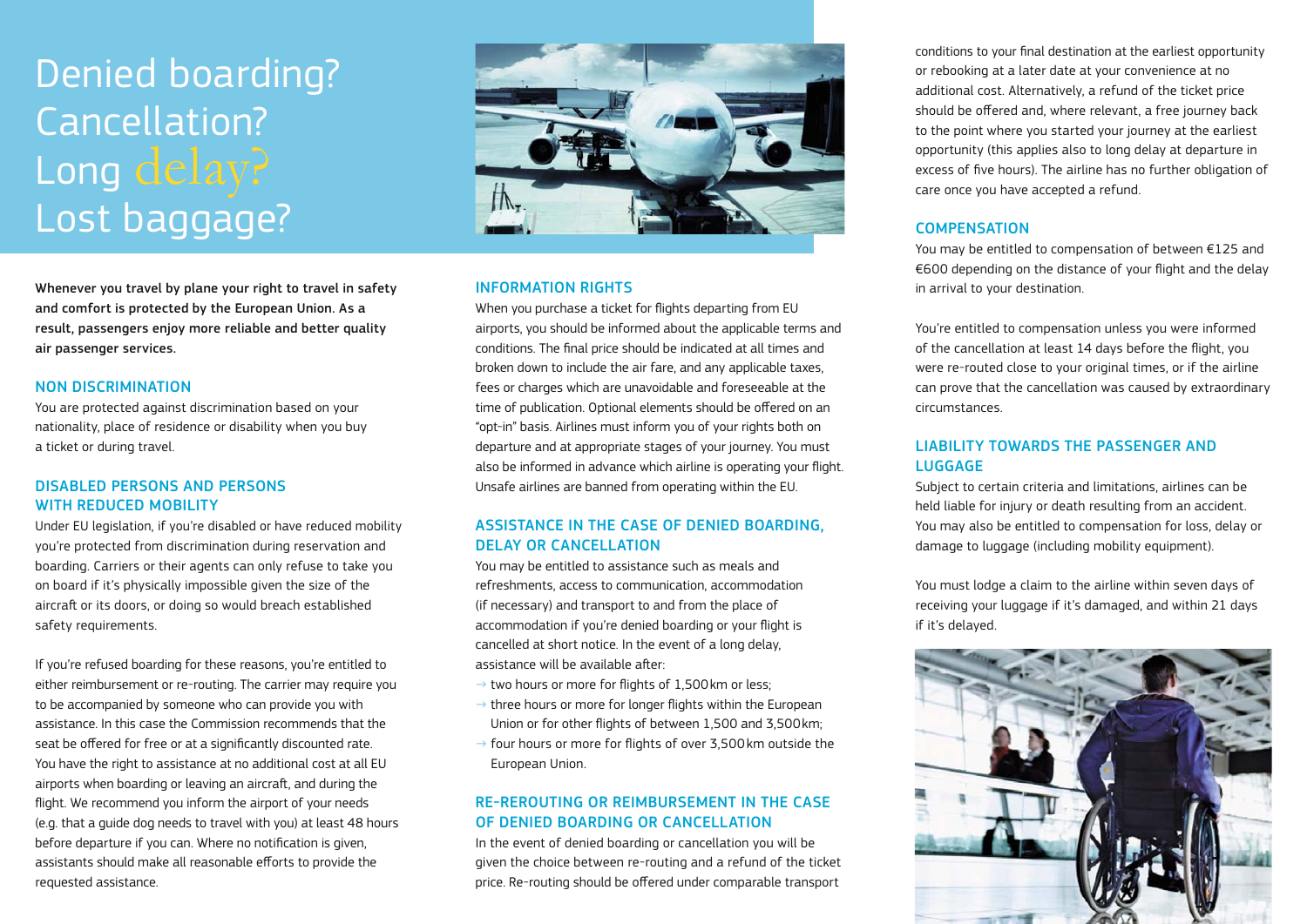# Denied boarding? Cancellation? Long delay? Lost baggage?

**Whenever you travel by plane your right to travel in safety and comfort is protected by the European Union. As a result, passengers enjoy more reliable and better quality air passenger services.**

## NON DISCRIMINATION

You are protected against discrimination based on your nationality, place of residence or disability when you buy a ticket or during travel.

## DISABLED PERSONS AND PERSONS WITH REDUCED MOBILITY

Under EU legislation, if you're disabled or have reduced mobility you're protected from discrimination during reservation and boarding. Carriers or their agents can only refuse to take you on board if it's physically impossible given the size of the aircraft or its doors, or doing so would breach established safety requirements.

If you're refused boarding for these reasons, you're entitled to either reimbursement or re-routing. The carrier may require you to be accompanied by someone who can provide you with assistance. In this case the Commission recommends that the seat be offered for free or at a significantly discounted rate. You have the right to assistance at no additional cost at all EU airports when boarding or leaving an aircraft, and during the flight. We recommend you inform the airport of your needs (e.g. that a guide dog needs to travel with you) at least 48 hours before departure if you can. Where no notification is given, assistants should make all reasonable efforts to provide the requested assistance.

## INFORMATION RIGHTS

When you purchase a ticket for flights departing from EU airports, you should be informed about the applicable terms and conditions. The final price should be indicated at all times and broken down to include the air fare, and any applicable taxes, fees or charges which are unavoidable and foreseeable at the time of publication. Optional elements should be offered on an "opt-in" basis. Airlines must inform you of your rights both on departure and at appropriate stages of your journey. You must also be informed in advance which airline is operating your flight. Unsafe airlines are banned from operating within the EU.

## ASSISTANCE IN THE CASE OF DENIED BOARDING, DELAY OR CANCELLATION

You may be entitled to assistance such as meals and refreshments, access to communication, accommodation (if necessary) and transport to and from the place of accommodation if you're denied boarding or your flight is cancelled at short notice. In the event of a long delay, assistance will be available after:

- → two hours or more for flights of 1,500 km or less;
- → three hours or more for longer flights within the European Union or for other flights of between 1,500 and 3,500 km;
- → four hours or more for flights of over 3,500 km outside the European Union.

## RE-REROUTING OR REIMBURSEMENT IN THE CASE OF DENIED BOARDING OR CANCELLATION

In the event of denied boarding or cancellation you will be given the choice between re-routing and a refund of the ticket price. Re-routing should be offered under comparable transport conditions to your final destination at the earliest opportunity or rebooking at a later date at your convenience at no additional cost. Alternatively, a refund of the ticket price should be offered and, where relevant, a free journey back to the point where you started your journey at the earliest opportunity (this applies also to long delay at departure in excess of five hours). The airline has no further obligation of care once you have accepted a refund.

## COMPENSATION

You may be entitled to compensation of between €125 and €600 depending on the distance of your flight and the delay in arrival to your destination.

You're entitled to compensation unless you were informed of the cancellation at least 14 days before the flight, you were re-routed close to your original times, or if the airline can prove that the cancellation was caused by extraordinary circumstances.

## LIABILITY TOWARDS THE PASSENGER AND LUGGAGE

Subject to certain criteria and limitations, airlines can be held liable for injury or death resulting from an accident. You may also be entitled to compensation for loss, delay or damage to luggage (including mobility equipment).

You must lodge a claim to the airline within seven days of receiving your luggage if it's damaged, and within 21 days if it's delayed.